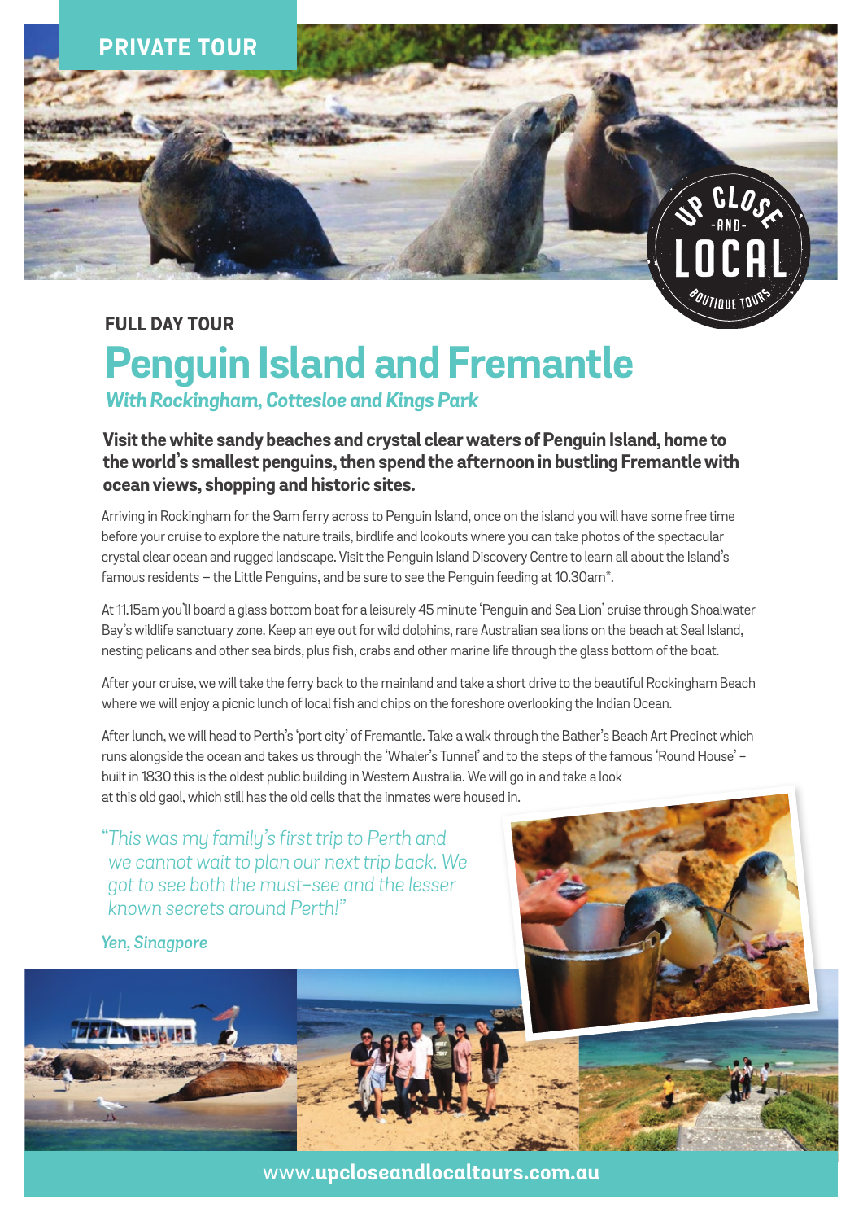PRIVATE TOUR

UP CLOSE -AND- LOCAL BOUTIQUE TOURS

### FULL DAY TOUR

# Penguin Island and Fremantle

*With Rockingham, Cottesloe and Kings Park*

**Visit the white sandy beaches and crystal clear waters of Penguin Island, home to the world's smallest penguins, then spend the afternoon in bustling Fremantle with ocean views, shopping and historic sites.**

Arriving in Rockingham for the 9am ferry across to Penguin Island, once on the island you will have some free time before your cruise to explore the nature trails, birdlife and lookouts where you can take photos of the spectacular crystal clear ocean and rugged landscape. Visit the Penguin Island Discovery Centre to learn all about the Island's famous residents – the Little Penguins, and be sure to see the Penguin feeding at 10.30am*.

At 11.15am you'll board a glass bottom boat for a leisurely 45 minute 'Penguin and Sea Lion' cruise through Shoalwater Bay's wildlife sanctuary zone. Keep an eye out for wild dolphins, rare Australian sea lions on the beach at Seal Island, nesting pelicans and other sea birds, plus fish, crabs and other marine life through the glass bottom of the boat.

After your cruise, we will take the ferry back to the mainland and take a short drive to the beautiful Rockingham Beach where we will enjoy a picnic lunch of local fish and chips on the foreshore overlooking the Indian Ocean.

After lunch, we will head to Perth's 'port city' of Fremantle. Take a walk through the Bather's Beach Art Precinct which runs alongside the ocean and takes us through the 'Whaler's Tunnel' and to the steps of the famous 'Round House' – built in 1830 this is the oldest public building in Western Australia. We will go in and take a look at this old gaol, which still has the old cells that the inmates were housed in.

*"This was my family's first trip to Perth and we cannot wait to plan our next trip back. We got to see both the must-see and the lesser known secrets around Perth!"*

*Yen, Sinagpore*

www.**upcloseandlocaltours.com.au**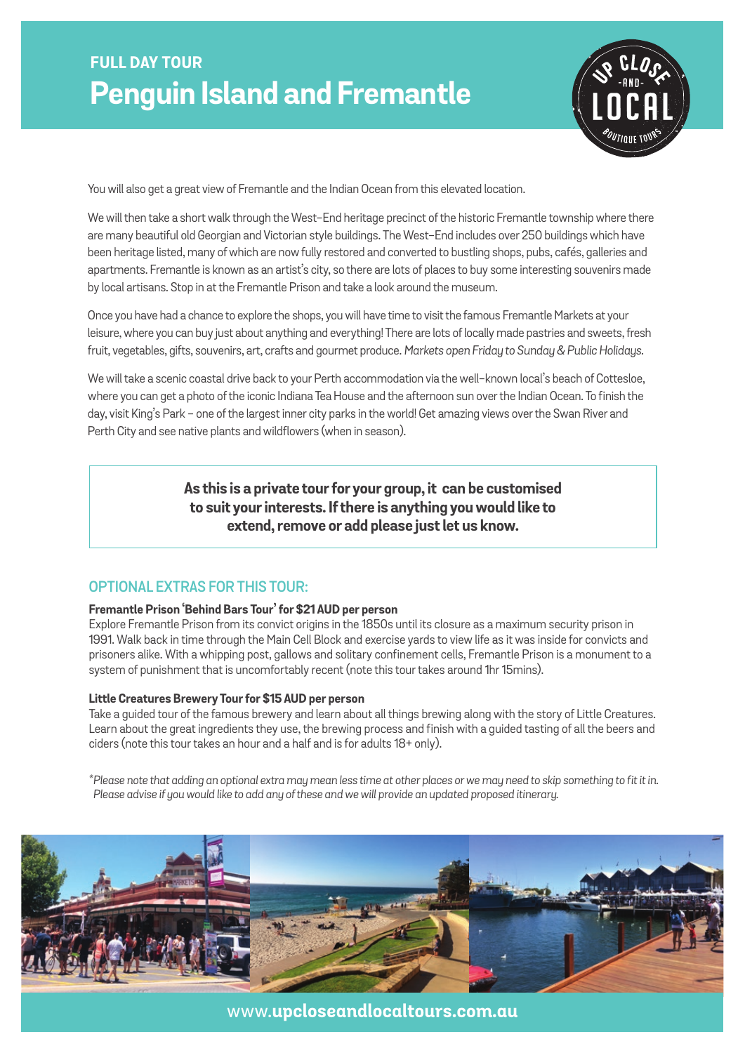## FULL DAY TOUR

# Penguin Island and Fremantle

You will also get a great view of Fremantle and the Indian Ocean from this elevated location.

We will then take a short walk through the West–End heritage precinct of the historic Fremantle township where there are many beautiful old Georgian and Victorian style buildings. The West–End includes over 250 buildings which have been heritage listed, many of which are now fully restored and converted to bustling shops, pubs, cafés, galleries and apartments. Fremantle is known as an artist's city, so there are lots of places to buy some interesting souvenirs made by local artisans. Stop in at the Fremantle Prison and take a look around the museum.

Once you have had a chance to explore the shops, you will have time to visit the famous Fremantle Markets at your leisure, where you can buy just about anything and everything! There are lots of locally made pastries and sweets, fresh fruit, vegetables, gifts, souvenirs, art, crafts and gourmet produce. *Markets open Friday to Sunday & Public Holidays.*

We will take a scenic coastal drive back to your Perth accommodation via the well–known local's beach of Cottesloe, where you can get a photo of the iconic Indiana Tea House and the afternoon sun over the Indian Ocean. To finish the day, visit King's Park – one of the largest inner city parks in the world! Get amazing views over the Swan River and Perth City and see native plants and wildflowers (when in season).

**As this is a private tour for your group, it can be customised to suit your interests. If there is anything you would like to extend, remove or add please just let us know.**

## OPTIONAL EXTRAS FOR THIS TOUR:

**Fremantle Prison 'Behind Bars Tour' for $21 AUD per person**
Explore Fremantle Prison from its convict origins in the 1850s until its closure as a maximum security prison in 1991. Walk back in time through the Main Cell Block and exercise yards to view life as it was inside for convicts and prisoners alike. With a whipping post, gallows and solitary confinement cells, Fremantle Prison is a monument to a system of punishment that is uncomfortably recent (note this tour takes around 1hr 15mins).

**Little Creatures Brewery Tour for $15 AUD per person**
Take a guided tour of the famous brewery and learn about all things brewing along with the story of Little Creatures. Learn about the great ingredients they use, the brewing process and finish with a guided tasting of all the beers and ciders (note this tour takes an hour and a half and is for adults 18+ only).

*\*Please note that adding an optional extra may mean less time at other places or we may need to skip something to fit it in. Please advise if you would like to add any of these and we will provide an updated proposed itinerary.*

www.**upcloseandlocaltours.com.au**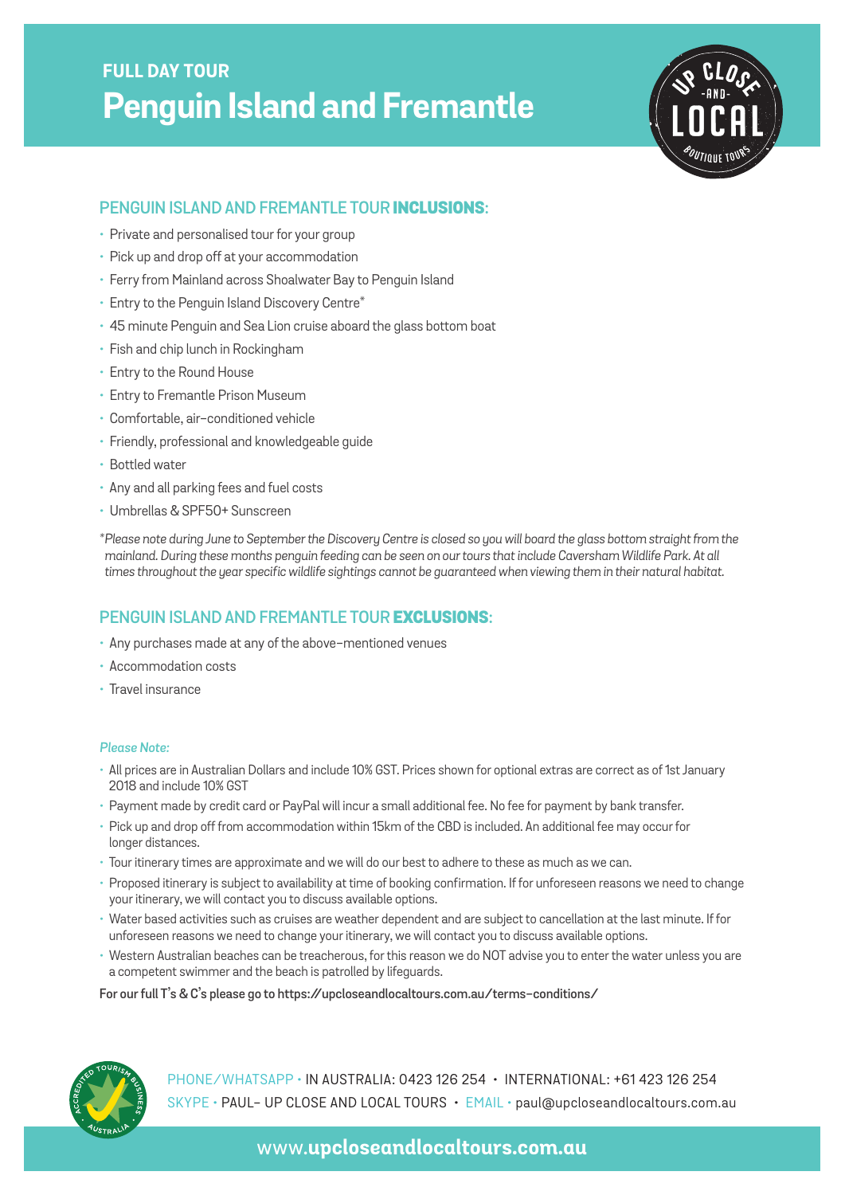FULL DAY TOUR

# Penguin Island and Fremantle

UP CLOSE -AND- LOCAL BOUTIQUE TOURS

## PENGUIN ISLAND AND FREMANTLE TOUR **INCLUSIONS**:

- Private and personalised tour for your group
- Pick up and drop off at your accommodation
- Ferry from Mainland across Shoalwater Bay to Penguin Island
- Entry to the Penguin Island Discovery Centre*
- 45 minute Penguin and Sea Lion cruise aboard the glass bottom boat
- Fish and chip lunch in Rockingham
- Entry to the Round House
- Entry to Fremantle Prison Museum
- Comfortable, air-conditioned vehicle
- Friendly, professional and knowledgeable guide
- Bottled water
- Any and all parking fees and fuel costs
- Umbrellas & SPF50+ Sunscreen

*\*Please note during June to September the Discovery Centre is closed so you will board the glass bottom straight from the mainland. During these months penguin feeding can be seen on our tours that include Caversham Wildlife Park. At all times throughout the year specific wildlife sightings cannot be guaranteed when viewing them in their natural habitat.*

## PENGUIN ISLAND AND FREMANTLE TOUR **EXCLUSIONS**:

- Any purchases made at any of the above-mentioned venues
- Accommodation costs
- Travel insurance

***Please Note:***

- All prices are in Australian Dollars and include 10% GST. Prices shown for optional extras are correct as of 1st January 2018 and include 10% GST
- Payment made by credit card or PayPal will incur a small additional fee. No fee for payment by bank transfer.
- Pick up and drop off from accommodation within 15km of the CBD is included. An additional fee may occur for longer distances.
- Tour itinerary times are approximate and we will do our best to adhere to these as much as we can.
- Proposed itinerary is subject to availability at time of booking confirmation. If for unforeseen reasons we need to change your itinerary, we will contact you to discuss available options.
- Water based activities such as cruises are weather dependent and are subject to cancellation at the last minute. If for unforeseen reasons we need to change your itinerary, we will contact you to discuss available options.
- Western Australian beaches can be treacherous, for this reason we do NOT advise you to enter the water unless you are a competent swimmer and the beach is patrolled by lifeguards.

**For our full T's & C's please go to https://upcloseandlocaltours.com.au/terms-conditions/**

ACCREDITED TOURISM BUSINESS AUSTRALIA

PHONE/WHATSAPP • IN AUSTRALIA: 0423 126 254 • INTERNATIONAL: +61 423 126 254
SKYPE • PAUL- UP CLOSE AND LOCAL TOURS • EMAIL • paul@upcloseandlocaltours.com.au

www.**upcloseandlocaltours.com.au**